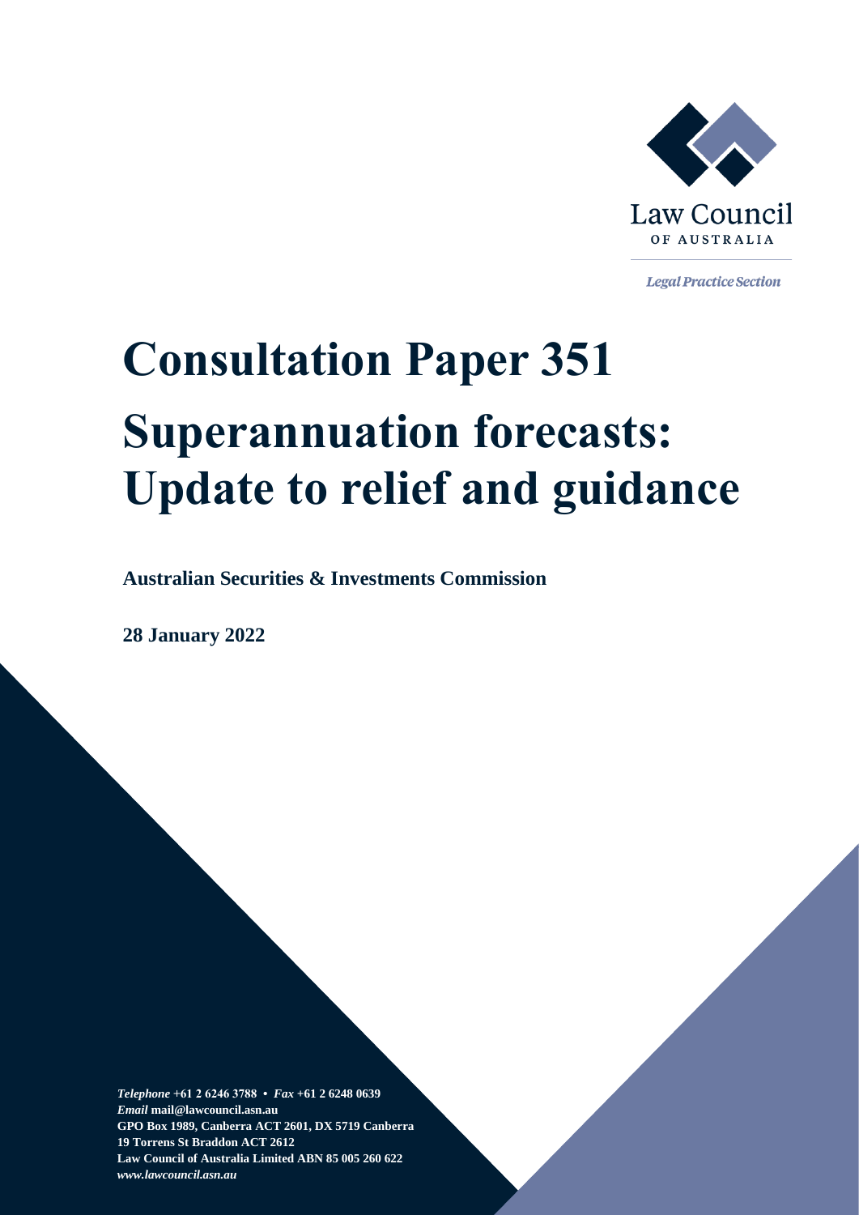Law Council OF AUSTRALIA

*Legal Practice Section*

# Consultation Paper 351 Superannuation forecasts: Update to relief and guidance

**Australian Securities & Investments Commission**

**28 January 2022**

***Telephone*** **+61 2 6246 3788 •** ***Fax*** **+61 2 6248 0639**
***Email*** **mail@lawcouncil.asn.au**
**GPO Box 1989, Canberra ACT 2601, DX 5719 Canberra**
**19 Torrens St Braddon ACT 2612**
**Law Council of Australia Limited ABN 85 005 260 622**
***www.lawcouncil.asn.au***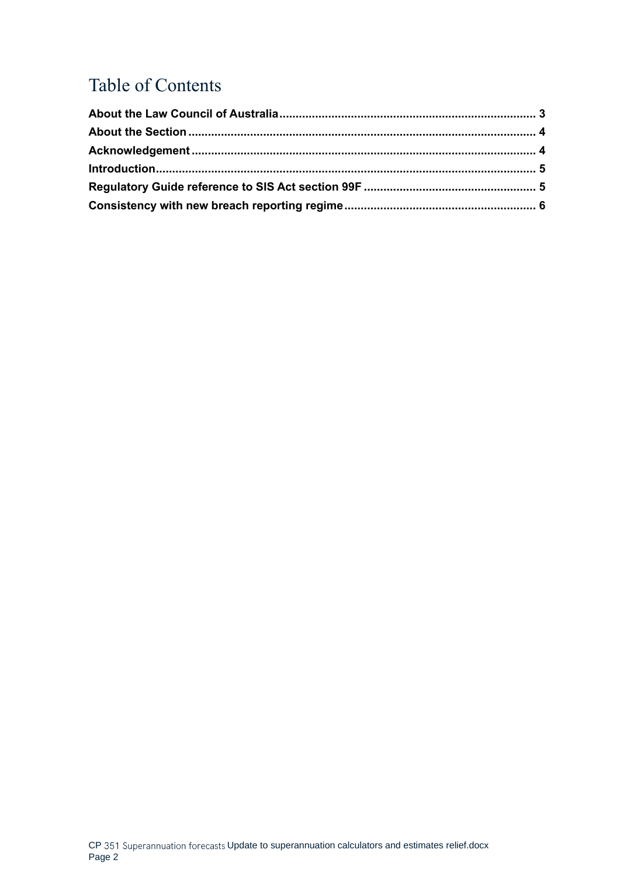# Table of Contents

About the Law Council of Australia ........................................................................ 3
About the Section ........................................................................................................ 4
Acknowledgement ........................................................................................................ 4
Introduction .................................................................................................................. 5
Regulatory Guide reference to SIS Act section 99F .................................................. 5
Consistency with new breach reporting regime ........................................................ 6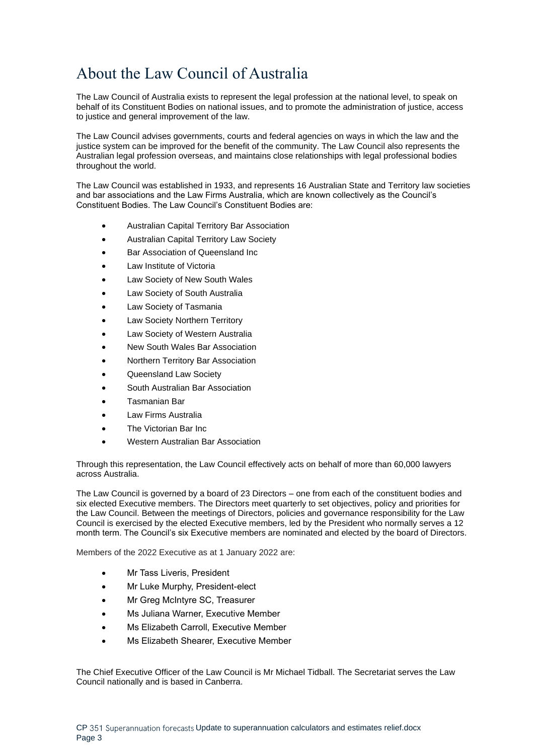# About the Law Council of Australia

The Law Council of Australia exists to represent the legal profession at the national level, to speak on behalf of its Constituent Bodies on national issues, and to promote the administration of justice, access to justice and general improvement of the law.

The Law Council advises governments, courts and federal agencies on ways in which the law and the justice system can be improved for the benefit of the community. The Law Council also represents the Australian legal profession overseas, and maintains close relationships with legal professional bodies throughout the world.

The Law Council was established in 1933, and represents 16 Australian State and Territory law societies and bar associations and the Law Firms Australia, which are known collectively as the Council's Constituent Bodies. The Law Council's Constituent Bodies are:

- Australian Capital Territory Bar Association
- Australian Capital Territory Law Society
- Bar Association of Queensland Inc
- Law Institute of Victoria
- Law Society of New South Wales
- Law Society of South Australia
- Law Society of Tasmania
- Law Society Northern Territory
- Law Society of Western Australia
- New South Wales Bar Association
- Northern Territory Bar Association
- Queensland Law Society
- South Australian Bar Association
- Tasmanian Bar
- Law Firms Australia
- The Victorian Bar Inc
- Western Australian Bar Association

Through this representation, the Law Council effectively acts on behalf of more than 60,000 lawyers across Australia.

The Law Council is governed by a board of 23 Directors – one from each of the constituent bodies and six elected Executive members. The Directors meet quarterly to set objectives, policy and priorities for the Law Council. Between the meetings of Directors, policies and governance responsibility for the Law Council is exercised by the elected Executive members, led by the President who normally serves a 12 month term. The Council's six Executive members are nominated and elected by the board of Directors.

Members of the 2022 Executive as at 1 January 2022 are:

- Mr Tass Liveris, President
- Mr Luke Murphy, President-elect
- Mr Greg McIntyre SC, Treasurer
- Ms Juliana Warner, Executive Member
- Ms Elizabeth Carroll, Executive Member
- Ms Elizabeth Shearer, Executive Member

The Chief Executive Officer of the Law Council is Mr Michael Tidball. The Secretariat serves the Law Council nationally and is based in Canberra.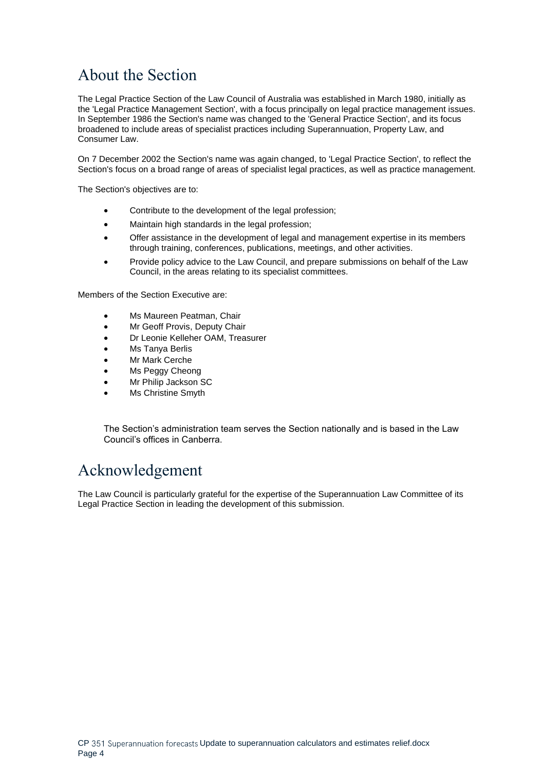# About the Section

The Legal Practice Section of the Law Council of Australia was established in March 1980, initially as the 'Legal Practice Management Section', with a focus principally on legal practice management issues. In September 1986 the Section's name was changed to the 'General Practice Section', and its focus broadened to include areas of specialist practices including Superannuation, Property Law, and Consumer Law.

On 7 December 2002 the Section's name was again changed, to 'Legal Practice Section', to reflect the Section's focus on a broad range of areas of specialist legal practices, as well as practice management.

The Section's objectives are to:

- Contribute to the development of the legal profession;
- Maintain high standards in the legal profession;
- Offer assistance in the development of legal and management expertise in its members through training, conferences, publications, meetings, and other activities.
- Provide policy advice to the Law Council, and prepare submissions on behalf of the Law Council, in the areas relating to its specialist committees.

Members of the Section Executive are:

- Ms Maureen Peatman, Chair
- Mr Geoff Provis, Deputy Chair
- Dr Leonie Kelleher OAM, Treasurer
- Ms Tanya Berlis
- Mr Mark Cerche
- Ms Peggy Cheong
- Mr Philip Jackson SC
- Ms Christine Smyth

The Section's administration team serves the Section nationally and is based in the Law Council's offices in Canberra.

# Acknowledgement

The Law Council is particularly grateful for the expertise of the Superannuation Law Committee of its Legal Practice Section in leading the development of this submission.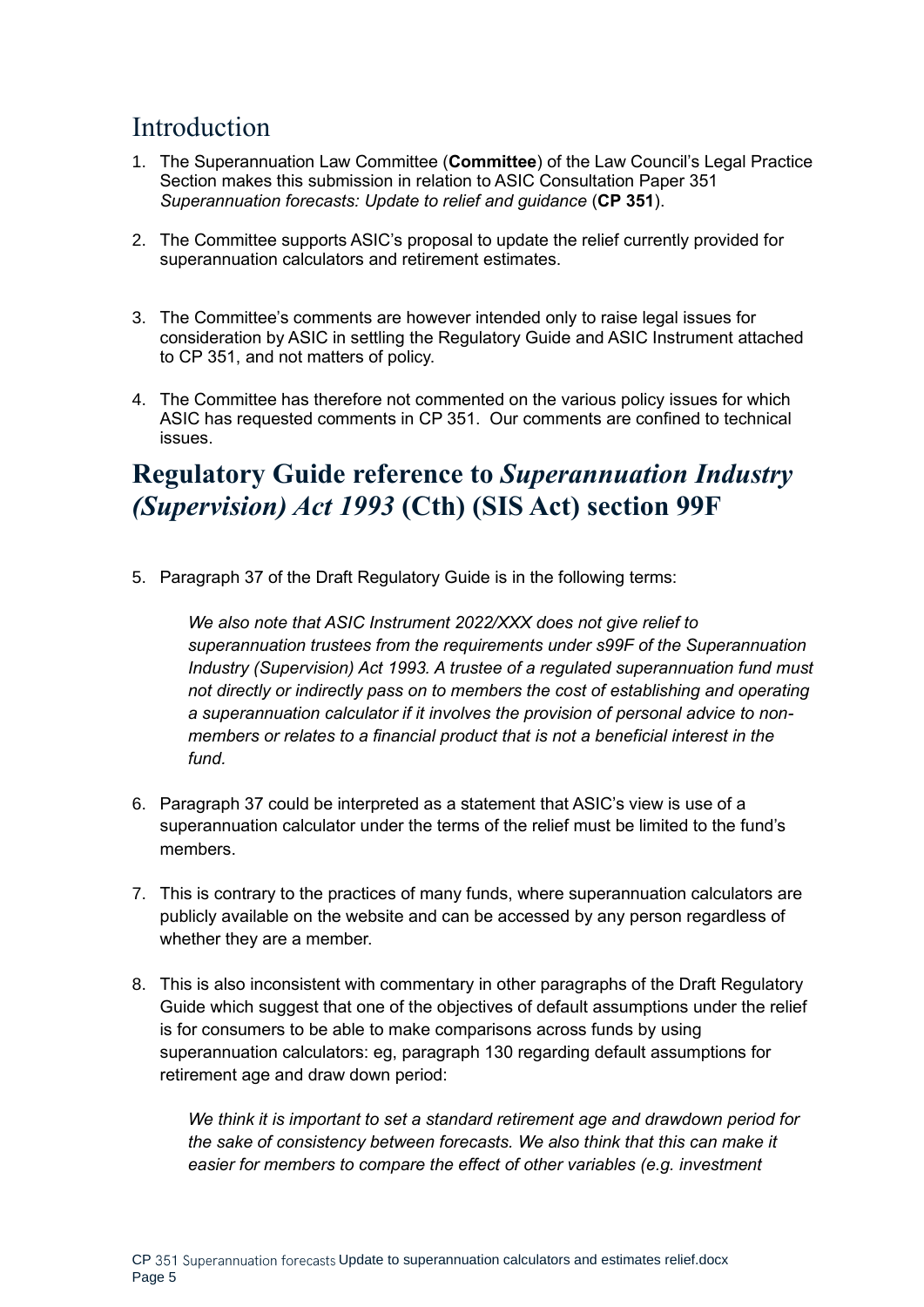# Introduction

1. The Superannuation Law Committee (**Committee**) of the Law Council's Legal Practice Section makes this submission in relation to ASIC Consultation Paper 351 *Superannuation forecasts: Update to relief and guidance* (**CP 351**).

2. The Committee supports ASIC's proposal to update the relief currently provided for superannuation calculators and retirement estimates.

3. The Committee's comments are however intended only to raise legal issues for consideration by ASIC in settling the Regulatory Guide and ASIC Instrument attached to CP 351, and not matters of policy.

4. The Committee has therefore not commented on the various policy issues for which ASIC has requested comments in CP 351. Our comments are confined to technical issues.

# Regulatory Guide reference to *Superannuation Industry (Supervision) Act 1993* (Cth) (SIS Act) section 99F

5. Paragraph 37 of the Draft Regulatory Guide is in the following terms:

   *We also note that ASIC Instrument 2022/XXX does not give relief to superannuation trustees from the requirements under s99F of the Superannuation Industry (Supervision) Act 1993. A trustee of a regulated superannuation fund must not directly or indirectly pass on to members the cost of establishing and operating a superannuation calculator if it involves the provision of personal advice to non-members or relates to a financial product that is not a beneficial interest in the fund.*

6. Paragraph 37 could be interpreted as a statement that ASIC's view is use of a superannuation calculator under the terms of the relief must be limited to the fund's members.

7. This is contrary to the practices of many funds, where superannuation calculators are publicly available on the website and can be accessed by any person regardless of whether they are a member.

8. This is also inconsistent with commentary in other paragraphs of the Draft Regulatory Guide which suggest that one of the objectives of default assumptions under the relief is for consumers to be able to make comparisons across funds by using superannuation calculators: eg, paragraph 130 regarding default assumptions for retirement age and draw down period:

   *We think it is important to set a standard retirement age and drawdown period for the sake of consistency between forecasts. We also think that this can make it easier for members to compare the effect of other variables (e.g. investment*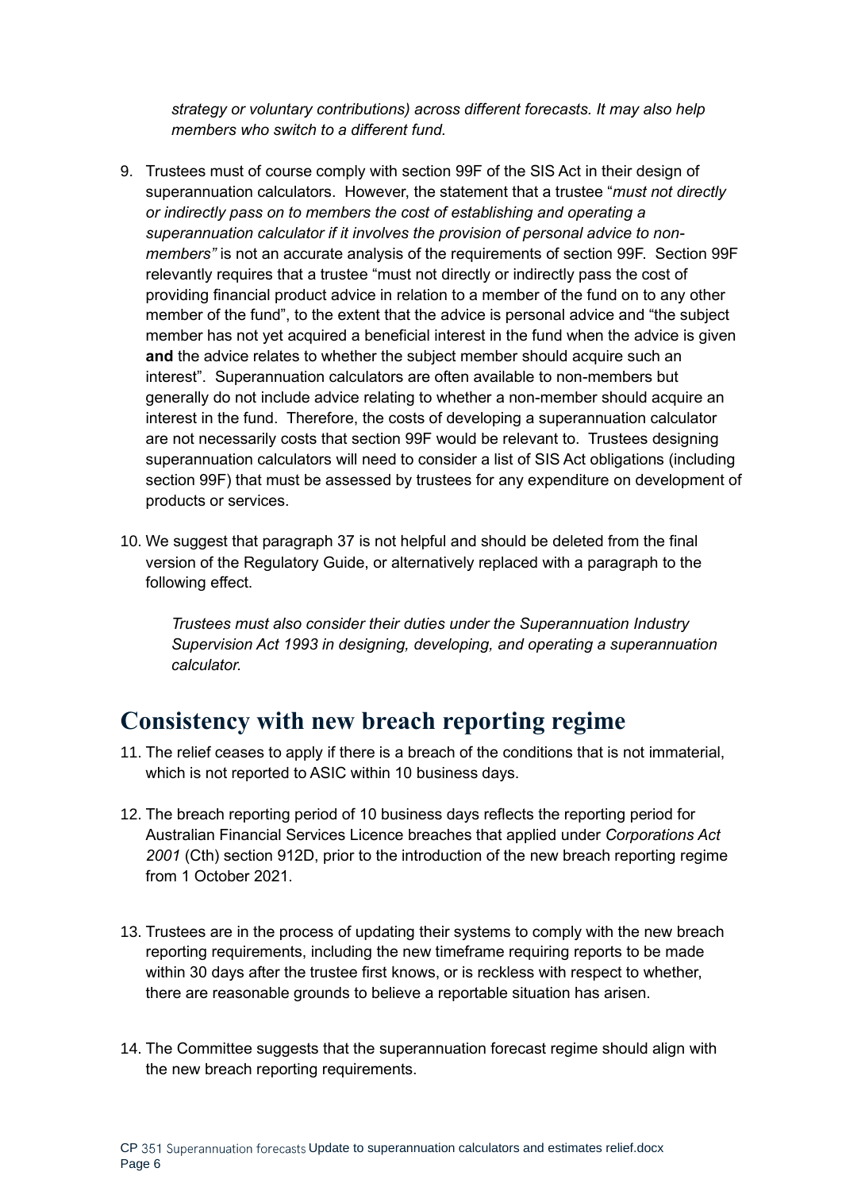*strategy or voluntary contributions) across different forecasts. It may also help members who switch to a different fund.*

9. Trustees must of course comply with section 99F of the SIS Act in their design of superannuation calculators. However, the statement that a trustee "*must not directly or indirectly pass on to members the cost of establishing and operating a superannuation calculator if it involves the provision of personal advice to non-members"* is not an accurate analysis of the requirements of section 99F. Section 99F relevantly requires that a trustee "must not directly or indirectly pass the cost of providing financial product advice in relation to a member of the fund on to any other member of the fund", to the extent that the advice is personal advice and "the subject member has not yet acquired a beneficial interest in the fund when the advice is given **and** the advice relates to whether the subject member should acquire such an interest". Superannuation calculators are often available to non-members but generally do not include advice relating to whether a non-member should acquire an interest in the fund. Therefore, the costs of developing a superannuation calculator are not necessarily costs that section 99F would be relevant to. Trustees designing superannuation calculators will need to consider a list of SIS Act obligations (including section 99F) that must be assessed by trustees for any expenditure on development of products or services.

10. We suggest that paragraph 37 is not helpful and should be deleted from the final version of the Regulatory Guide, or alternatively replaced with a paragraph to the following effect.

    *Trustees must also consider their duties under the Superannuation Industry Supervision Act 1993 in designing, developing, and operating a superannuation calculator.*

## Consistency with new breach reporting regime

11. The relief ceases to apply if there is a breach of the conditions that is not immaterial, which is not reported to ASIC within 10 business days.

12. The breach reporting period of 10 business days reflects the reporting period for Australian Financial Services Licence breaches that applied under *Corporations Act 2001* (Cth) section 912D, prior to the introduction of the new breach reporting regime from 1 October 2021.

13. Trustees are in the process of updating their systems to comply with the new breach reporting requirements, including the new timeframe requiring reports to be made within 30 days after the trustee first knows, or is reckless with respect to whether, there are reasonable grounds to believe a reportable situation has arisen.

14. The Committee suggests that the superannuation forecast regime should align with the new breach reporting requirements.